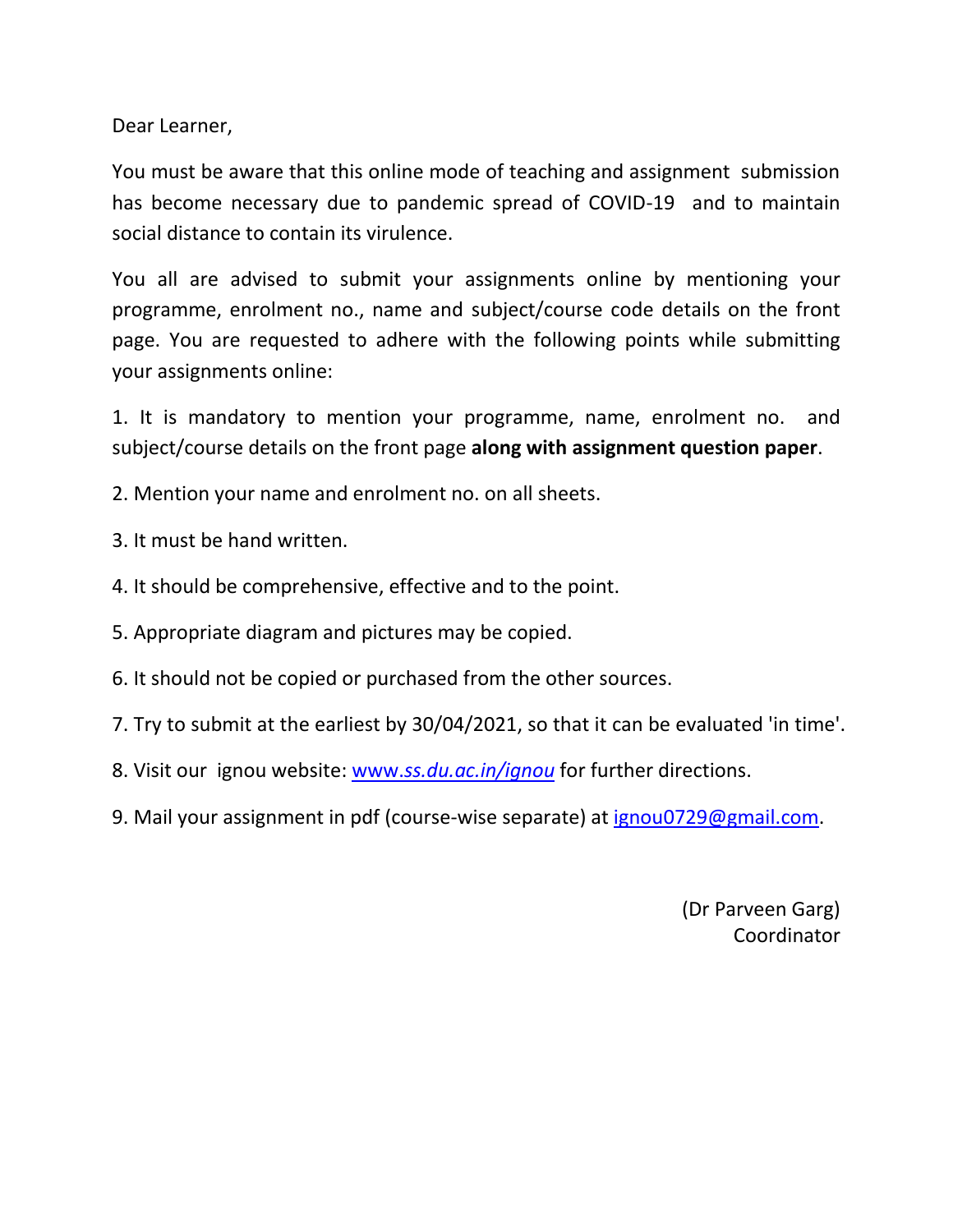Dear Learner,

You must be aware that this online mode of teaching and assignment submission has become necessary due to pandemic spread of COVID-19 and to maintain social distance to contain its virulence.

You all are advised to submit your assignments online by mentioning your programme, enrolment no., name and subject/course code details on the front page. You are requested to adhere with the following points while submitting your assignments online:

1. It is mandatory to mention your programme, name, enrolment no. and subject/course details on the front page **along with assignment question paper**.
2. Mention your name and enrolment no. on all sheets.
3. It must be hand written.
4. It should be comprehensive, effective and to the point.
5. Appropriate diagram and pictures may be copied.
6. It should not be copied or purchased from the other sources.
7. Try to submit at the earliest by 30/04/2021, so that it can be evaluated 'in time'.
8. Visit our ignou website: [www.*ss.du.ac.in/ignou*](http://www.ss.du.ac.in/ignou) for further directions.
9. Mail your assignment in pdf (course-wise separate) at [ignou0729@gmail.com](mailto:ignou0729@gmail.com).

(Dr Parveen Garg)
Coordinator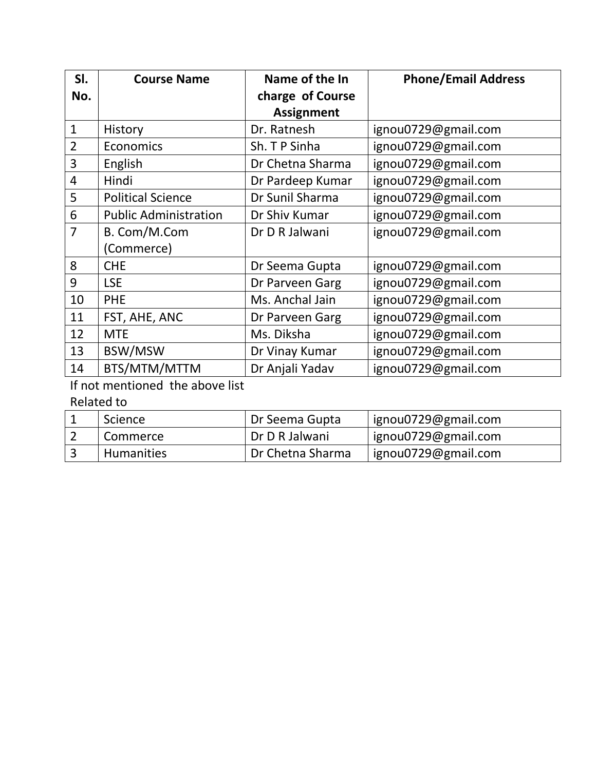| Sl. No. | Course Name | Name of the In charge of Course Assignment | Phone/Email Address |
|---|---|---|---|
| 1 | History | Dr. Ratnesh | ignou0729@gmail.com |
| 2 | Economics | Sh. T P Sinha | ignou0729@gmail.com |
| 3 | English | Dr Chetna Sharma | ignou0729@gmail.com |
| 4 | Hindi | Dr Pardeep Kumar | ignou0729@gmail.com |
| 5 | Political Science | Dr Sunil Sharma | ignou0729@gmail.com |
| 6 | Public Administration | Dr Shiv Kumar | ignou0729@gmail.com |
| 7 | B. Com/M.Com (Commerce) | Dr D R Jalwani | ignou0729@gmail.com |
| 8 | CHE | Dr Seema Gupta | ignou0729@gmail.com |
| 9 | LSE | Dr Parveen Garg | ignou0729@gmail.com |
| 10 | PHE | Ms. Anchal Jain | ignou0729@gmail.com |
| 11 | FST, AHE, ANC | Dr Parveen Garg | ignou0729@gmail.com |
| 12 | MTE | Ms. Diksha | ignou0729@gmail.com |
| 13 | BSW/MSW | Dr Vinay Kumar | ignou0729@gmail.com |
| 14 | BTS/MTM/MTTM | Dr Anjali Yadav | ignou0729@gmail.com |

If not mentioned the above list
Related to

| | | | |
|---|---|---|---|
| 1 | Science | Dr Seema Gupta | ignou0729@gmail.com |
| 2 | Commerce | Dr D R Jalwani | ignou0729@gmail.com |
| 3 | Humanities | Dr Chetna Sharma | ignou0729@gmail.com |